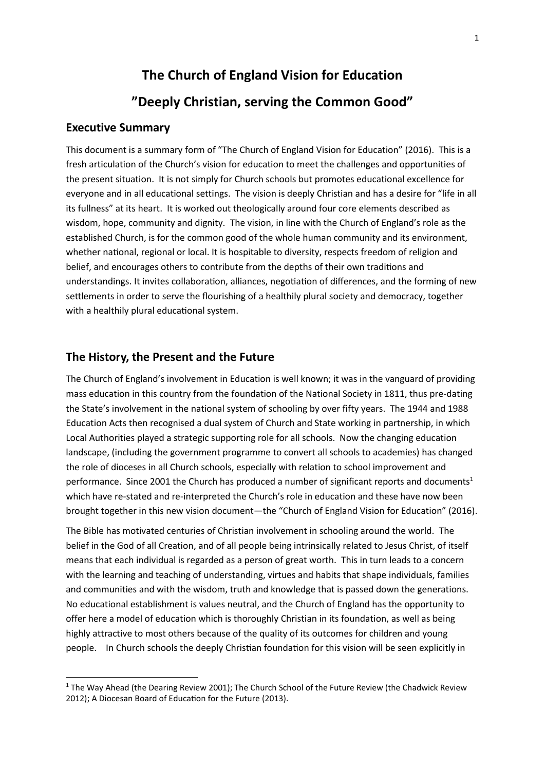# The Church of England Vision for Education

# "Deeply Christian, serving the Common Good"

## Executive Summary

This document is a summary form of "The Church of England Vision for Education" (2016). This is a fresh articulation of the Church's vision for education to meet the challenges and opportunities of the present situation. It is not simply for Church schools but promotes educational excellence for everyone and in all educational settings. The vision is deeply Christian and has a desire for "life in all its fullness" at its heart. It is worked out theologically around four core elements described as wisdom, hope, community and dignity. The vision, in line with the Church of England's role as the established Church, is for the common good of the whole human community and its environment, whether national, regional or local. It is hospitable to diversity, respects freedom of religion and belief, and encourages others to contribute from the depths of their own traditions and understandings. It invites collaboration, alliances, negotiation of differences, and the forming of new settlements in order to serve the flourishing of a healthily plural society and democracy, together with a healthily plural educational system.

## The History, the Present and the Future

The Church of England's involvement in Education is well known; it was in the vanguard of providing mass education in this country from the foundation of the National Society in 1811, thus pre-dating the State's involvement in the national system of schooling by over fifty years. The 1944 and 1988 Education Acts then recognised a dual system of Church and State working in partnership, in which Local Authorities played a strategic supporting role for all schools. Now the changing education landscape, (including the government programme to convert all schools to academies) has changed the role of dioceses in all Church schools, especially with relation to school improvement and performance. Since 2001 the Church has produced a number of significant reports and documents[1] which have re-stated and re-interpreted the Church's role in education and these have now been brought together in this new vision document—the "Church of England Vision for Education" (2016).

The Bible has motivated centuries of Christian involvement in schooling around the world. The belief in the God of all Creation, and of all people being intrinsically related to Jesus Christ, of itself means that each individual is regarded as a person of great worth. This in turn leads to a concern with the learning and teaching of understanding, virtues and habits that shape individuals, families and communities and with the wisdom, truth and knowledge that is passed down the generations. No educational establishment is values neutral, and the Church of England has the opportunity to offer here a model of education which is thoroughly Christian in its foundation, as well as being highly attractive to most others because of the quality of its outcomes for children and young people. In Church schools the deeply Christian foundation for this vision will be seen explicitly in

[1] The Way Ahead (the Dearing Review 2001); The Church School of the Future Review (the Chadwick Review 2012); A Diocesan Board of Education for the Future (2013).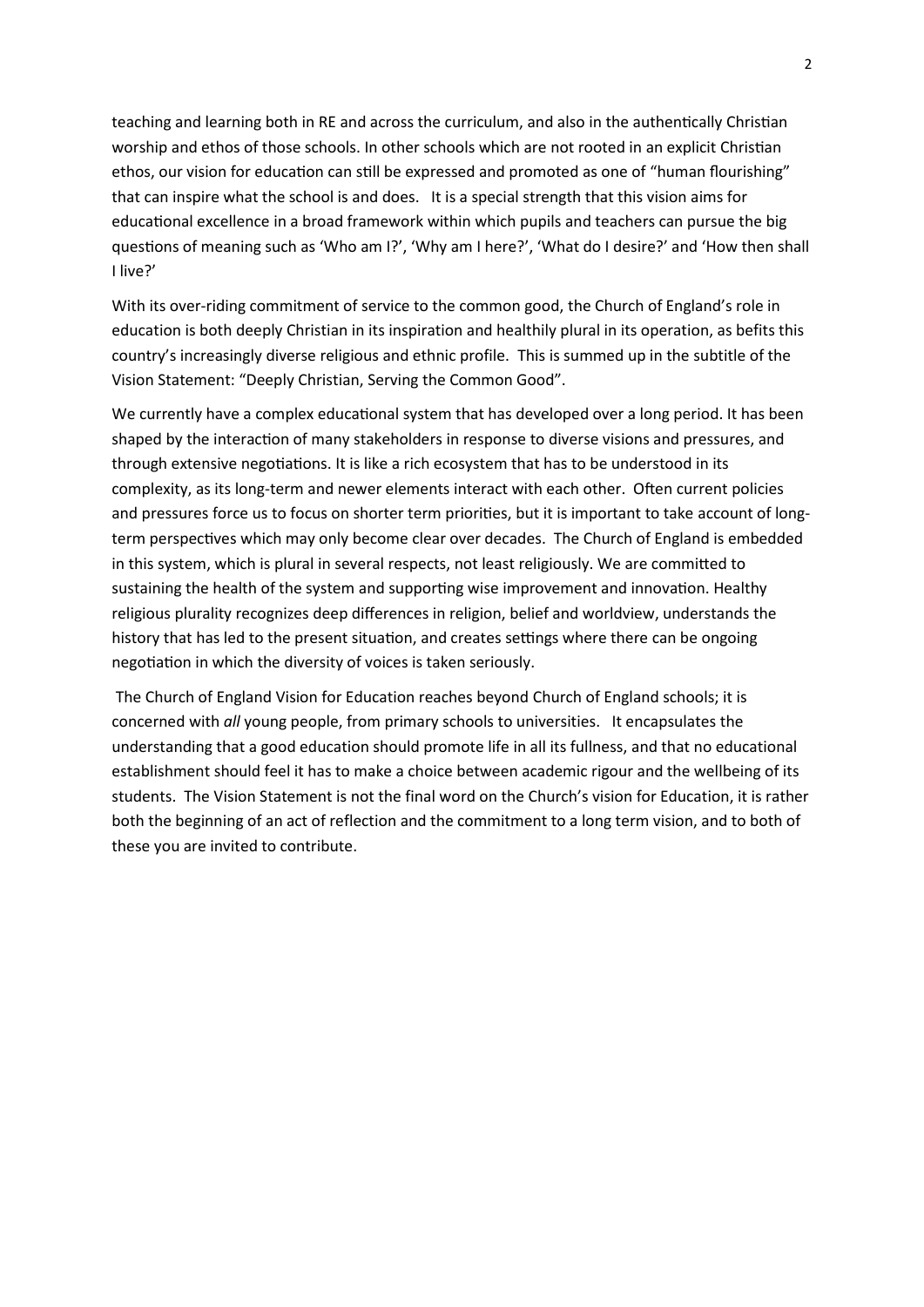teaching and learning both in RE and across the curriculum, and also in the authentically Christian worship and ethos of those schools. In other schools which are not rooted in an explicit Christian ethos, our vision for education can still be expressed and promoted as one of "human flourishing" that can inspire what the school is and does. It is a special strength that this vision aims for educational excellence in a broad framework within which pupils and teachers can pursue the big questions of meaning such as 'Who am I?', 'Why am I here?', 'What do I desire?' and 'How then shall I live?'

With its over-riding commitment of service to the common good, the Church of England's role in education is both deeply Christian in its inspiration and healthily plural in its operation, as befits this country's increasingly diverse religious and ethnic profile. This is summed up in the subtitle of the Vision Statement: "Deeply Christian, Serving the Common Good".

We currently have a complex educational system that has developed over a long period. It has been shaped by the interaction of many stakeholders in response to diverse visions and pressures, and through extensive negotiations. It is like a rich ecosystem that has to be understood in its complexity, as its long-term and newer elements interact with each other. Often current policies and pressures force us to focus on shorter term priorities, but it is important to take account of long-term perspectives which may only become clear over decades. The Church of England is embedded in this system, which is plural in several respects, not least religiously. We are committed to sustaining the health of the system and supporting wise improvement and innovation. Healthy religious plurality recognizes deep differences in religion, belief and worldview, understands the history that has led to the present situation, and creates settings where there can be ongoing negotiation in which the diversity of voices is taken seriously.

The Church of England Vision for Education reaches beyond Church of England schools; it is concerned with *all* young people, from primary schools to universities. It encapsulates the understanding that a good education should promote life in all its fullness, and that no educational establishment should feel it has to make a choice between academic rigour and the wellbeing of its students. The Vision Statement is not the final word on the Church's vision for Education, it is rather both the beginning of an act of reflection and the commitment to a long term vision, and to both of these you are invited to contribute.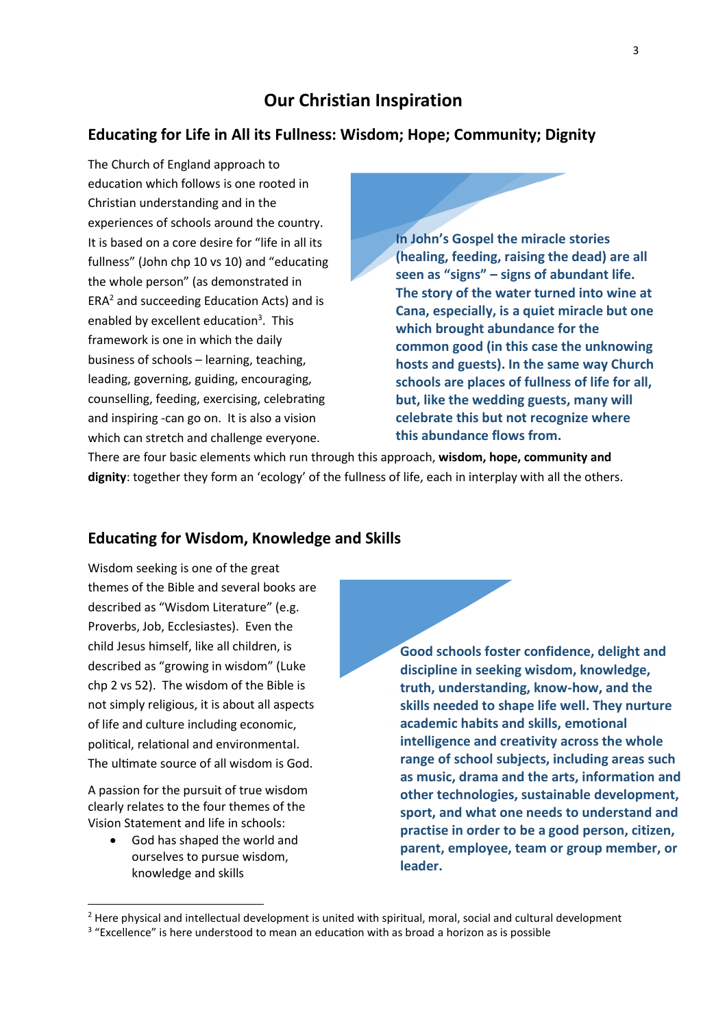# Our Christian Inspiration

## Educating for Life in All its Fullness: Wisdom; Hope; Community; Dignity

The Church of England approach to education which follows is one rooted in Christian understanding and in the experiences of schools around the country. It is based on a core desire for "life in all its fullness" (John chp 10 vs 10) and "educating the whole person" (as demonstrated in ERA[2] and succeeding Education Acts) and is enabled by excellent education[3]. This framework is one in which the daily business of schools – learning, teaching, leading, governing, guiding, encouraging, counselling, feeding, exercising, celebrating and inspiring -can go on. It is also a vision which can stretch and challenge everyone.

**In John's Gospel the miracle stories (healing, feeding, raising the dead) are all seen as "signs" – signs of abundant life. The story of the water turned into wine at Cana, especially, is a quiet miracle but one which brought abundance for the common good (in this case the unknowing hosts and guests). In the same way Church schools are places of fullness of life for all, but, like the wedding guests, many will celebrate this but not recognize where this abundance flows from.**

There are four basic elements which run through this approach, **wisdom, hope, community and dignity**: together they form an 'ecology' of the fullness of life, each in interplay with all the others.

## Educating for Wisdom, Knowledge and Skills

Wisdom seeking is one of the great themes of the Bible and several books are described as "Wisdom Literature" (e.g. Proverbs, Job, Ecclesiastes). Even the child Jesus himself, like all children, is described as "growing in wisdom" (Luke chp 2 vs 52). The wisdom of the Bible is not simply religious, it is about all aspects of life and culture including economic, political, relational and environmental. The ultimate source of all wisdom is God.

**Good schools foster confidence, delight and discipline in seeking wisdom, knowledge, truth, understanding, know-how, and the skills needed to shape life well. They nurture academic habits and skills, emotional intelligence and creativity across the whole range of school subjects, including areas such as music, drama and the arts, information and other technologies, sustainable development, sport, and what one needs to understand and practise in order to be a good person, citizen, parent, employee, team or group member, or leader.**

A passion for the pursuit of true wisdom clearly relates to the four themes of the Vision Statement and life in schools:

- God has shaped the world and ourselves to pursue wisdom, knowledge and skills

[2] Here physical and intellectual development is united with spiritual, moral, social and cultural development

[3] "Excellence" is here understood to mean an education with as broad a horizon as is possible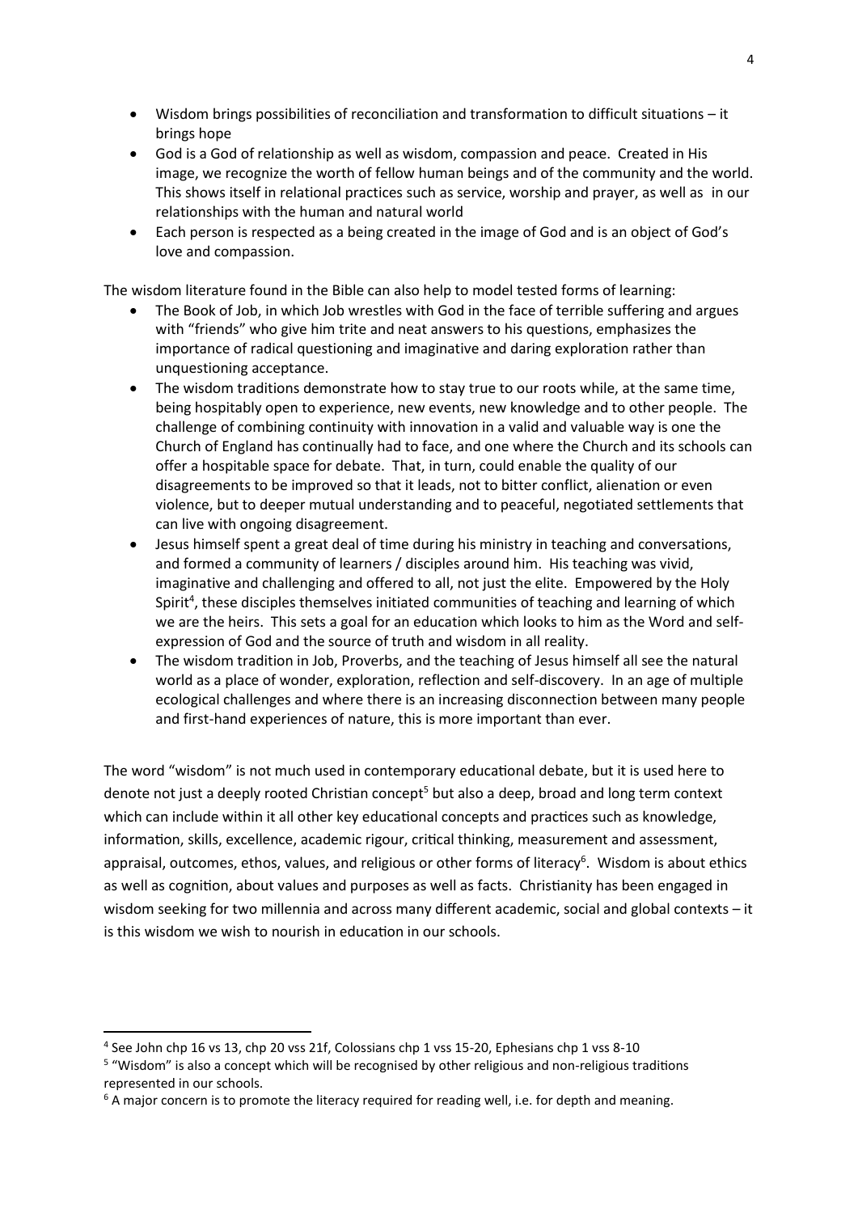- Wisdom brings possibilities of reconciliation and transformation to difficult situations – it brings hope
- God is a God of relationship as well as wisdom, compassion and peace. Created in His image, we recognize the worth of fellow human beings and of the community and the world. This shows itself in relational practices such as service, worship and prayer, as well as in our relationships with the human and natural world
- Each person is respected as a being created in the image of God and is an object of God's love and compassion.

The wisdom literature found in the Bible can also help to model tested forms of learning:

- The Book of Job, in which Job wrestles with God in the face of terrible suffering and argues with "friends" who give him trite and neat answers to his questions, emphasizes the importance of radical questioning and imaginative and daring exploration rather than unquestioning acceptance.
- The wisdom traditions demonstrate how to stay true to our roots while, at the same time, being hospitably open to experience, new events, new knowledge and to other people. The challenge of combining continuity with innovation in a valid and valuable way is one the Church of England has continually had to face, and one where the Church and its schools can offer a hospitable space for debate. That, in turn, could enable the quality of our disagreements to be improved so that it leads, not to bitter conflict, alienation or even violence, but to deeper mutual understanding and to peaceful, negotiated settlements that can live with ongoing disagreement.
- Jesus himself spent a great deal of time during his ministry in teaching and conversations, and formed a community of learners / disciples around him. His teaching was vivid, imaginative and challenging and offered to all, not just the elite. Empowered by the Holy Spirit[4], these disciples themselves initiated communities of teaching and learning of which we are the heirs. This sets a goal for an education which looks to him as the Word and self-expression of God and the source of truth and wisdom in all reality.
- The wisdom tradition in Job, Proverbs, and the teaching of Jesus himself all see the natural world as a place of wonder, exploration, reflection and self-discovery. In an age of multiple ecological challenges and where there is an increasing disconnection between many people and first-hand experiences of nature, this is more important than ever.

The word "wisdom" is not much used in contemporary educational debate, but it is used here to denote not just a deeply rooted Christian concept[5] but also a deep, broad and long term context which can include within it all other key educational concepts and practices such as knowledge, information, skills, excellence, academic rigour, critical thinking, measurement and assessment, appraisal, outcomes, ethos, values, and religious or other forms of literacy[6]. Wisdom is about ethics as well as cognition, about values and purposes as well as facts. Christianity has been engaged in wisdom seeking for two millennia and across many different academic, social and global contexts – it is this wisdom we wish to nourish in education in our schools.

---

[4] See John chp 16 vs 13, chp 20 vss 21f, Colossians chp 1 vss 15-20, Ephesians chp 1 vss 8-10

[5] "Wisdom" is also a concept which will be recognised by other religious and non-religious traditions represented in our schools.

[6] A major concern is to promote the literacy required for reading well, i.e. for depth and meaning.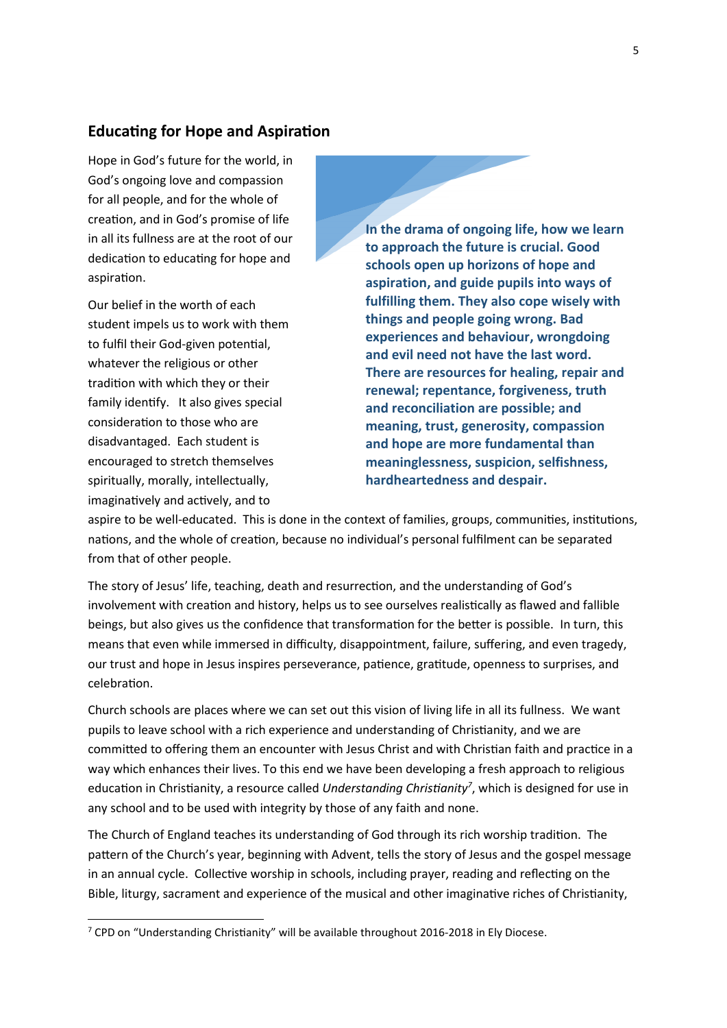## Educating for Hope and Aspiration

Hope in God's future for the world, in God's ongoing love and compassion for all people, and for the whole of creation, and in God's promise of life in all its fullness are at the root of our dedication to educating for hope and aspiration.

**In the drama of ongoing life, how we learn to approach the future is crucial. Good schools open up horizons of hope and aspiration, and guide pupils into ways of fulfilling them. They also cope wisely with things and people going wrong. Bad experiences and behaviour, wrongdoing and evil need not have the last word. There are resources for healing, repair and renewal; repentance, forgiveness, truth and reconciliation are possible; and meaning, trust, generosity, compassion and hope are more fundamental than meaninglessness, suspicion, selfishness, hardheartedness and despair.**

Our belief in the worth of each student impels us to work with them to fulfil their God-given potential, whatever the religious or other tradition with which they or their family identify. It also gives special consideration to those who are disadvantaged. Each student is encouraged to stretch themselves spiritually, morally, intellectually, imaginatively and actively, and to aspire to be well-educated. This is done in the context of families, groups, communities, institutions, nations, and the whole of creation, because no individual's personal fulfilment can be separated from that of other people.

The story of Jesus' life, teaching, death and resurrection, and the understanding of God's involvement with creation and history, helps us to see ourselves realistically as flawed and fallible beings, but also gives us the confidence that transformation for the better is possible. In turn, this means that even while immersed in difficulty, disappointment, failure, suffering, and even tragedy, our trust and hope in Jesus inspires perseverance, patience, gratitude, openness to surprises, and celebration.

Church schools are places where we can set out this vision of living life in all its fullness. We want pupils to leave school with a rich experience and understanding of Christianity, and we are committed to offering them an encounter with Jesus Christ and with Christian faith and practice in a way which enhances their lives. To this end we have been developing a fresh approach to religious education in Christianity, a resource called *Understanding Christianity*[7], which is designed for use in any school and to be used with integrity by those of any faith and none.

The Church of England teaches its understanding of God through its rich worship tradition. The pattern of the Church's year, beginning with Advent, tells the story of Jesus and the gospel message in an annual cycle. Collective worship in schools, including prayer, reading and reflecting on the Bible, liturgy, sacrament and experience of the musical and other imaginative riches of Christianity,

[7] CPD on "Understanding Christianity" will be available throughout 2016-2018 in Ely Diocese.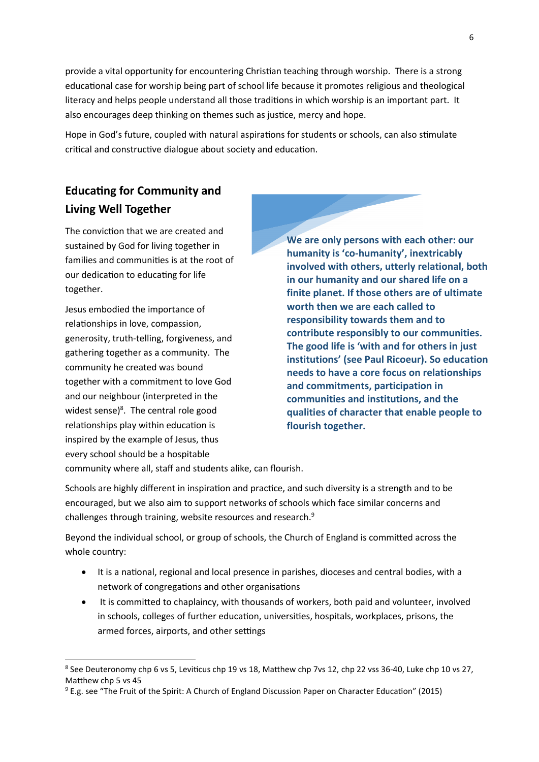provide a vital opportunity for encountering Christian teaching through worship. There is a strong educational case for worship being part of school life because it promotes religious and theological literacy and helps people understand all those traditions in which worship is an important part. It also encourages deep thinking on themes such as justice, mercy and hope.

Hope in God's future, coupled with natural aspirations for students or schools, can also stimulate critical and constructive dialogue about society and education.

## Educating for Community and Living Well Together

The conviction that we are created and sustained by God for living together in families and communities is at the root of our dedication to educating for life together.

Jesus embodied the importance of relationships in love, compassion, generosity, truth-telling, forgiveness, and gathering together as a community. The community he created was bound together with a commitment to love God and our neighbour (interpreted in the widest sense)[8]. The central role good relationships play within education is inspired by the example of Jesus, thus every school should be a hospitable community where all, staff and students alike, can flourish.

**We are only persons with each other: our humanity is 'co-humanity', inextricably involved with others, utterly relational, both in our humanity and our shared life on a finite planet. If those others are of ultimate worth then we are each called to responsibility towards them and to contribute responsibly to our communities. The good life is 'with and for others in just institutions' (see Paul Ricoeur). So education needs to have a core focus on relationships and commitments, participation in communities and institutions, and the qualities of character that enable people to flourish together.**

Schools are highly different in inspiration and practice, and such diversity is a strength and to be encouraged, but we also aim to support networks of schools which face similar concerns and challenges through training, website resources and research.[9]

Beyond the individual school, or group of schools, the Church of England is committed across the whole country:

- It is a national, regional and local presence in parishes, dioceses and central bodies, with a network of congregations and other organisations
- It is committed to chaplaincy, with thousands of workers, both paid and volunteer, involved in schools, colleges of further education, universities, hospitals, workplaces, prisons, the armed forces, airports, and other settings

---

[8] See Deuteronomy chp 6 vs 5, Leviticus chp 19 vs 18, Matthew chp 7vs 12, chp 22 vss 36-40, Luke chp 10 vs 27, Matthew chp 5 vs 45

[9] E.g. see "The Fruit of the Spirit: A Church of England Discussion Paper on Character Education" (2015)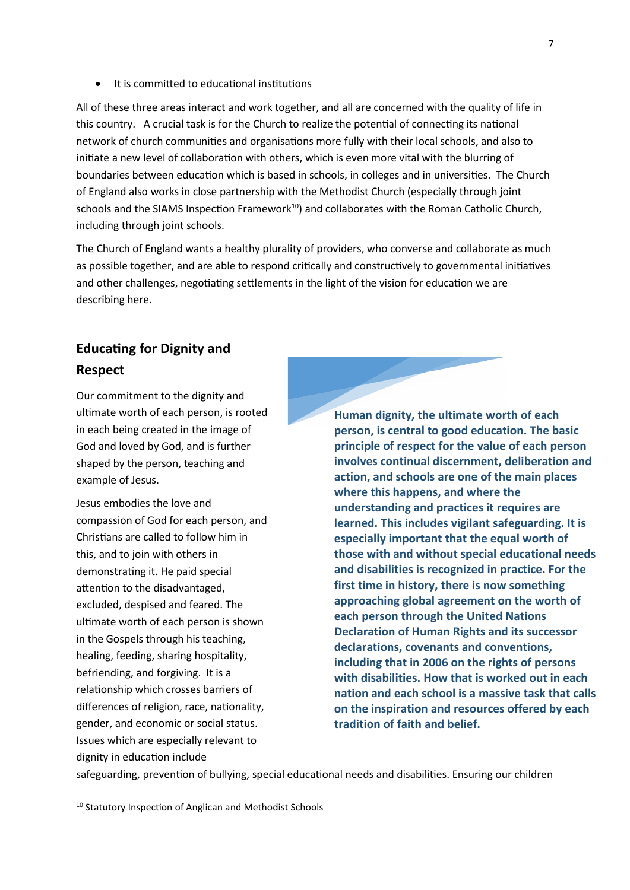- It is committed to educational institutions

All of these three areas interact and work together, and all are concerned with the quality of life in this country. A crucial task is for the Church to realize the potential of connecting its national network of church communities and organisations more fully with their local schools, and also to initiate a new level of collaboration with others, which is even more vital with the blurring of boundaries between education which is based in schools, in colleges and in universities. The Church of England also works in close partnership with the Methodist Church (especially through joint schools and the SIAMS Inspection Framework[10]) and collaborates with the Roman Catholic Church, including through joint schools.

The Church of England wants a healthy plurality of providers, who converse and collaborate as much as possible together, and are able to respond critically and constructively to governmental initiatives and other challenges, negotiating settlements in the light of the vision for education we are describing here.

## Educating for Dignity and Respect

Our commitment to the dignity and ultimate worth of each person, is rooted in each being created in the image of God and loved by God, and is further shaped by the person, teaching and example of Jesus.

Jesus embodies the love and compassion of God for each person, and Christians are called to follow him in this, and to join with others in demonstrating it. He paid special attention to the disadvantaged, excluded, despised and feared. The ultimate worth of each person is shown in the Gospels through his teaching, healing, feeding, sharing hospitality, befriending, and forgiving. It is a relationship which crosses barriers of differences of religion, race, nationality, gender, and economic or social status. Issues which are especially relevant to dignity in education include safeguarding, prevention of bullying, special educational needs and disabilities. Ensuring our children

**Human dignity, the ultimate worth of each person, is central to good education. The basic principle of respect for the value of each person involves continual discernment, deliberation and action, and schools are one of the main places where this happens, and where the understanding and practices it requires are learned. This includes vigilant safeguarding. It is especially important that the equal worth of those with and without special educational needs and disabilities is recognized in practice. For the first time in history, there is now something approaching global agreement on the worth of each person through the United Nations Declaration of Human Rights and its successor declarations, covenants and conventions, including that in 2006 on the rights of persons with disabilities. How that is worked out in each nation and each school is a massive task that calls on the inspiration and resources offered by each tradition of faith and belief.**

[10] Statutory Inspection of Anglican and Methodist Schools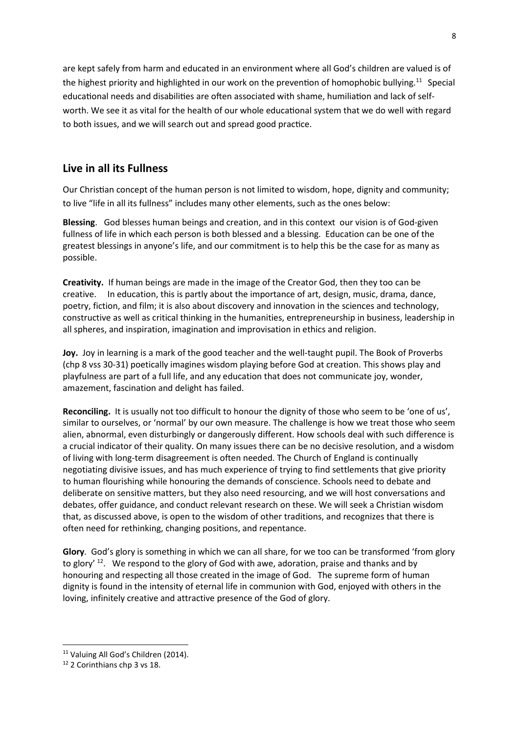are kept safely from harm and educated in an environment where all God's children are valued is of the highest priority and highlighted in our work on the prevention of homophobic bullying.[11] Special educational needs and disabilities are often associated with shame, humiliation and lack of self-worth. We see it as vital for the health of our whole educational system that we do well with regard to both issues, and we will search out and spread good practice.

## Live in all its Fullness

Our Christian concept of the human person is not limited to wisdom, hope, dignity and community; to live "life in all its fullness" includes many other elements, such as the ones below:

**Blessing**. God blesses human beings and creation, and in this context our vision is of God-given fullness of life in which each person is both blessed and a blessing. Education can be one of the greatest blessings in anyone's life, and our commitment is to help this be the case for as many as possible.

**Creativity.** If human beings are made in the image of the Creator God, then they too can be creative. In education, this is partly about the importance of art, design, music, drama, dance, poetry, fiction, and film; it is also about discovery and innovation in the sciences and technology, constructive as well as critical thinking in the humanities, entrepreneurship in business, leadership in all spheres, and inspiration, imagination and improvisation in ethics and religion.

**Joy.** Joy in learning is a mark of the good teacher and the well-taught pupil. The Book of Proverbs (chp 8 vss 30-31) poetically imagines wisdom playing before God at creation. This shows play and playfulness are part of a full life, and any education that does not communicate joy, wonder, amazement, fascination and delight has failed.

**Reconciling.** It is usually not too difficult to honour the dignity of those who seem to be 'one of us', similar to ourselves, or 'normal' by our own measure. The challenge is how we treat those who seem alien, abnormal, even disturbingly or dangerously different. How schools deal with such difference is a crucial indicator of their quality. On many issues there can be no decisive resolution, and a wisdom of living with long-term disagreement is often needed. The Church of England is continually negotiating divisive issues, and has much experience of trying to find settlements that give priority to human flourishing while honouring the demands of conscience. Schools need to debate and deliberate on sensitive matters, but they also need resourcing, and we will host conversations and debates, offer guidance, and conduct relevant research on these. We will seek a Christian wisdom that, as discussed above, is open to the wisdom of other traditions, and recognizes that there is often need for rethinking, changing positions, and repentance.

**Glory**. God's glory is something in which we can all share, for we too can be transformed 'from glory to glory' [12]. We respond to the glory of God with awe, adoration, praise and thanks and by honouring and respecting all those created in the image of God. The supreme form of human dignity is found in the intensity of eternal life in communion with God, enjoyed with others in the loving, infinitely creative and attractive presence of the God of glory.

---

[11] Valuing All God's Children (2014).

[12] 2 Corinthians chp 3 vs 18.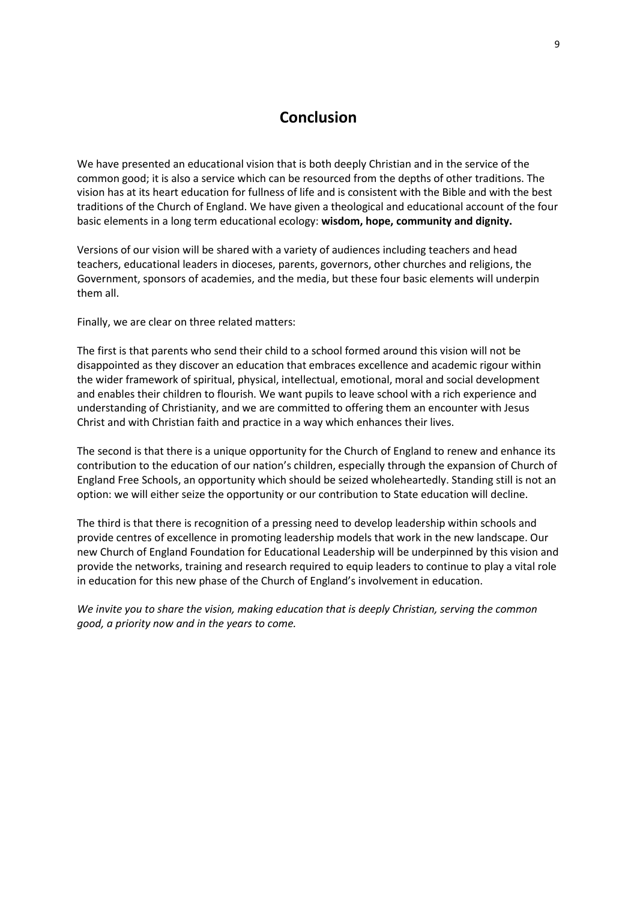## Conclusion

We have presented an educational vision that is both deeply Christian and in the service of the common good; it is also a service which can be resourced from the depths of other traditions. The vision has at its heart education for fullness of life and is consistent with the Bible and with the best traditions of the Church of England. We have given a theological and educational account of the four basic elements in a long term educational ecology: **wisdom, hope, community and dignity.**

Versions of our vision will be shared with a variety of audiences including teachers and head teachers, educational leaders in dioceses, parents, governors, other churches and religions, the Government, sponsors of academies, and the media, but these four basic elements will underpin them all.

Finally, we are clear on three related matters:

The first is that parents who send their child to a school formed around this vision will not be disappointed as they discover an education that embraces excellence and academic rigour within the wider framework of spiritual, physical, intellectual, emotional, moral and social development and enables their children to flourish. We want pupils to leave school with a rich experience and understanding of Christianity, and we are committed to offering them an encounter with Jesus Christ and with Christian faith and practice in a way which enhances their lives.

The second is that there is a unique opportunity for the Church of England to renew and enhance its contribution to the education of our nation's children, especially through the expansion of Church of England Free Schools, an opportunity which should be seized wholeheartedly. Standing still is not an option: we will either seize the opportunity or our contribution to State education will decline.

The third is that there is recognition of a pressing need to develop leadership within schools and provide centres of excellence in promoting leadership models that work in the new landscape. Our new Church of England Foundation for Educational Leadership will be underpinned by this vision and provide the networks, training and research required to equip leaders to continue to play a vital role in education for this new phase of the Church of England's involvement in education.

*We invite you to share the vision, making education that is deeply Christian, serving the common good, a priority now and in the years to come.*